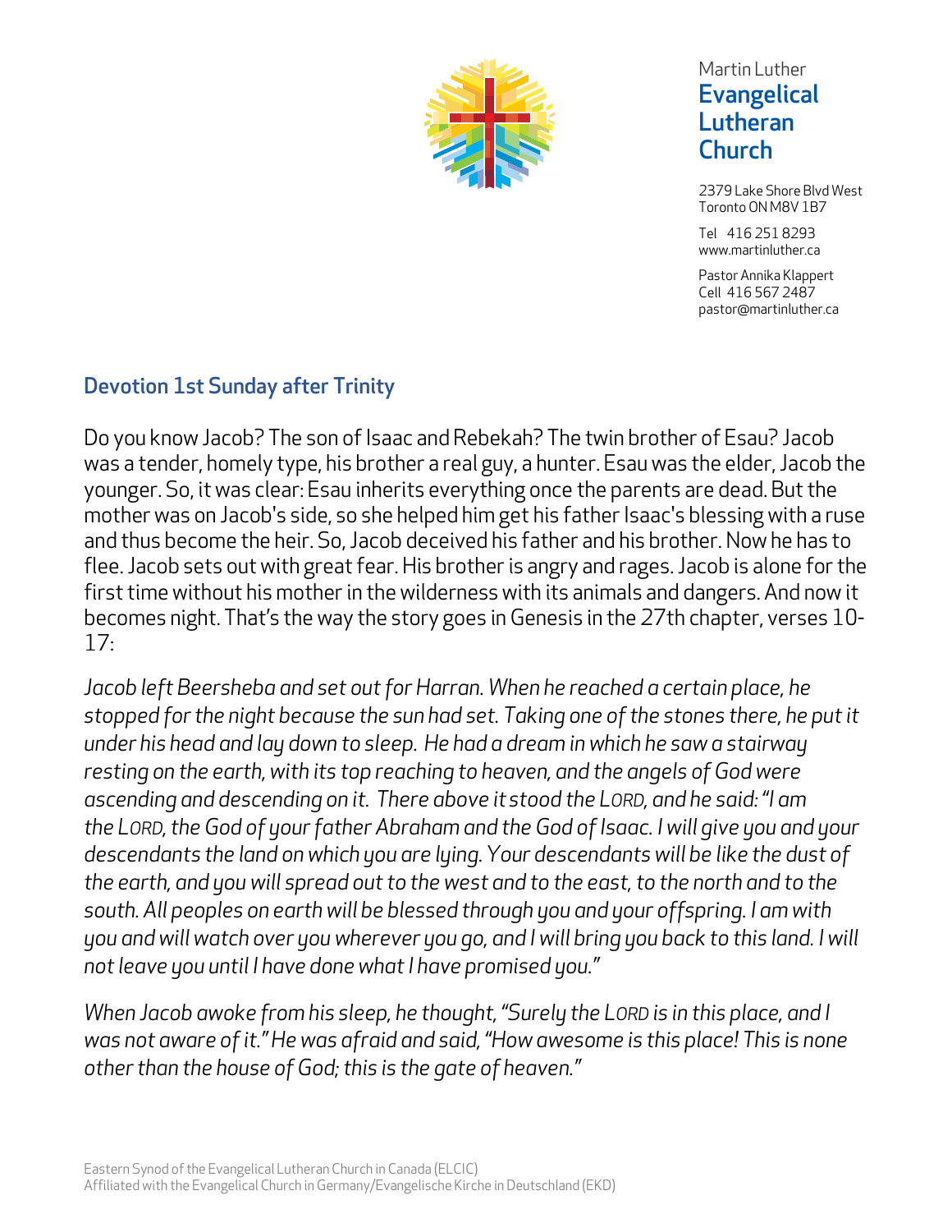Martin Luther
**Evangelical Lutheran Church**

2379 Lake Shore Blvd West
Toronto ON M8V 1B7

Tel 416 251 8293
www.martinluther.ca

Pastor Annika Klappert
Cell 416 567 2487
pastor@martinluther.ca

## Devotion 1st Sunday after Trinity

Do you know Jacob? The son of Isaac and Rebekah? The twin brother of Esau? Jacob was a tender, homely type, his brother a real guy, a hunter. Esau was the elder, Jacob the younger. So, it was clear: Esau inherits everything once the parents are dead. But the mother was on Jacob's side, so she helped him get his father Isaac's blessing with a ruse and thus become the heir. So, Jacob deceived his father and his brother. Now he has to flee. Jacob sets out with great fear. His brother is angry and rages. Jacob is alone for the first time without his mother in the wilderness with its animals and dangers. And now it becomes night. That's the way the story goes in Genesis in the 27th chapter, verses 10-17:

*Jacob left Beersheba and set out for Harran. When he reached a certain place, he stopped for the night because the sun had set. Taking one of the stones there, he put it under his head and lay down to sleep. He had a dream in which he saw a stairway resting on the earth, with its top reaching to heaven, and the angels of God were ascending and descending on it. There above it stood the LORD, and he said: "I am the LORD, the God of your father Abraham and the God of Isaac. I will give you and your descendants the land on which you are lying. Your descendants will be like the dust of the earth, and you will spread out to the west and to the east, to the north and to the south. All peoples on earth will be blessed through you and your offspring. I am with you and will watch over you wherever you go, and I will bring you back to this land. I will not leave you until I have done what I have promised you."*

*When Jacob awoke from his sleep, he thought, "Surely the LORD is in this place, and I was not aware of it." He was afraid and said, "How awesome is this place! This is none other than the house of God; this is the gate of heaven."*

Eastern Synod of the Evangelical Lutheran Church in Canada (ELCIC)
Affiliated with the Evangelical Church in Germany/Evangelische Kirche in Deutschland (EKD)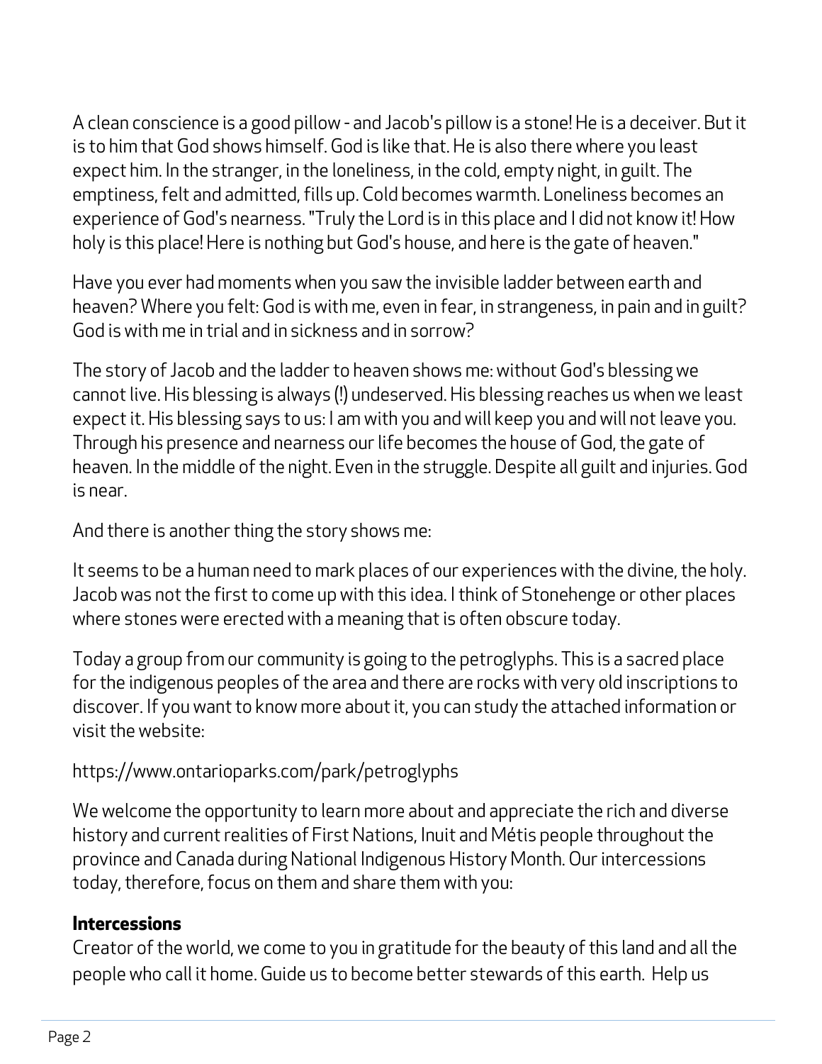A clean conscience is a good pillow - and Jacob's pillow is a stone! He is a deceiver. But it is to him that God shows himself. God is like that. He is also there where you least expect him. In the stranger, in the loneliness, in the cold, empty night, in guilt. The emptiness, felt and admitted, fills up. Cold becomes warmth. Loneliness becomes an experience of God's nearness. "Truly the Lord is in this place and I did not know it! How holy is this place! Here is nothing but God's house, and here is the gate of heaven."

Have you ever had moments when you saw the invisible ladder between earth and heaven? Where you felt: God is with me, even in fear, in strangeness, in pain and in guilt? God is with me in trial and in sickness and in sorrow?

The story of Jacob and the ladder to heaven shows me: without God's blessing we cannot live. His blessing is always (!) undeserved. His blessing reaches us when we least expect it. His blessing says to us: I am with you and will keep you and will not leave you. Through his presence and nearness our life becomes the house of God, the gate of heaven. In the middle of the night. Even in the struggle. Despite all guilt and injuries. God is near.

And there is another thing the story shows me:

It seems to be a human need to mark places of our experiences with the divine, the holy. Jacob was not the first to come up with this idea. I think of Stonehenge or other places where stones were erected with a meaning that is often obscure today.

Today a group from our community is going to the petroglyphs. This is a sacred place for the indigenous peoples of the area and there are rocks with very old inscriptions to discover. If you want to know more about it, you can study the attached information or visit the website:

https://www.ontarioparks.com/park/petroglyphs

We welcome the opportunity to learn more about and appreciate the rich and diverse history and current realities of First Nations, Inuit and Métis people throughout the province and Canada during National Indigenous History Month. Our intercessions today, therefore, focus on them and share them with you:

**Intercessions**

Creator of the world, we come to you in gratitude for the beauty of this land and all the people who call it home. Guide us to become better stewards of this earth. Help us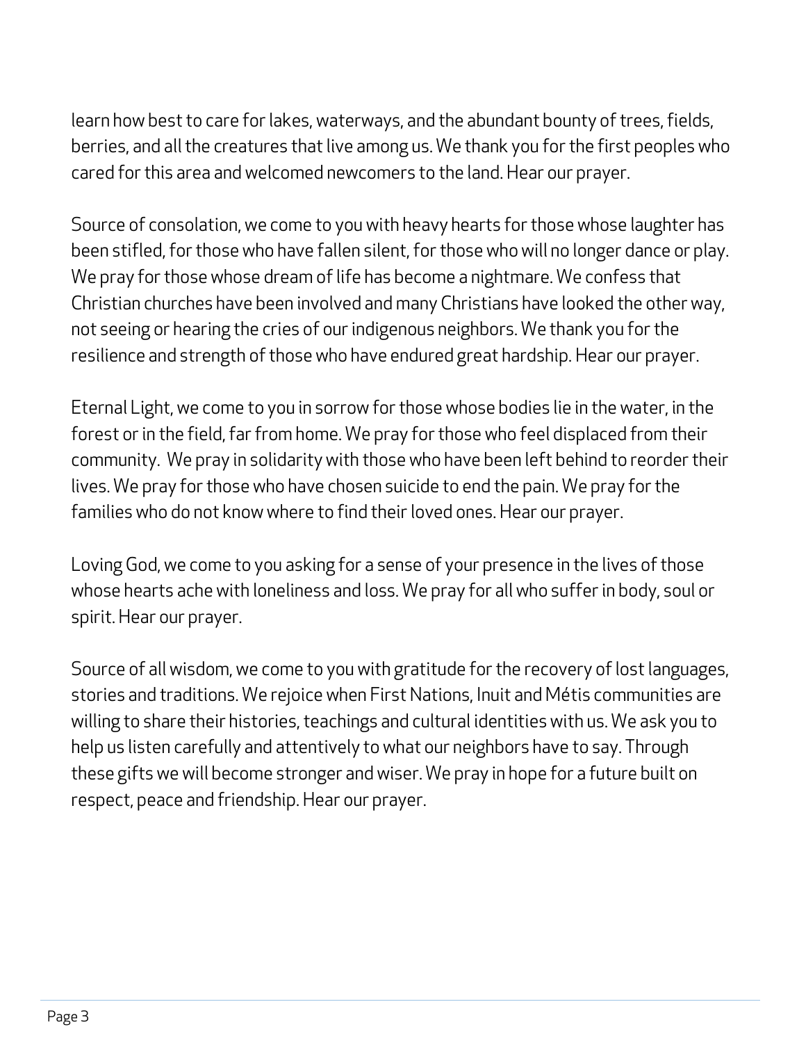learn how best to care for lakes, waterways, and the abundant bounty of trees, fields, berries, and all the creatures that live among us. We thank you for the first peoples who cared for this area and welcomed newcomers to the land. Hear our prayer.

Source of consolation, we come to you with heavy hearts for those whose laughter has been stifled, for those who have fallen silent, for those who will no longer dance or play. We pray for those whose dream of life has become a nightmare. We confess that Christian churches have been involved and many Christians have looked the other way, not seeing or hearing the cries of our indigenous neighbors. We thank you for the resilience and strength of those who have endured great hardship. Hear our prayer.

Eternal Light, we come to you in sorrow for those whose bodies lie in the water, in the forest or in the field, far from home. We pray for those who feel displaced from their community. We pray in solidarity with those who have been left behind to reorder their lives. We pray for those who have chosen suicide to end the pain. We pray for the families who do not know where to find their loved ones. Hear our prayer.

Loving God, we come to you asking for a sense of your presence in the lives of those whose hearts ache with loneliness and loss. We pray for all who suffer in body, soul or spirit. Hear our prayer.

Source of all wisdom, we come to you with gratitude for the recovery of lost languages, stories and traditions. We rejoice when First Nations, Inuit and Métis communities are willing to share their histories, teachings and cultural identities with us. We ask you to help us listen carefully and attentively to what our neighbors have to say. Through these gifts we will become stronger and wiser. We pray in hope for a future built on respect, peace and friendship. Hear our prayer.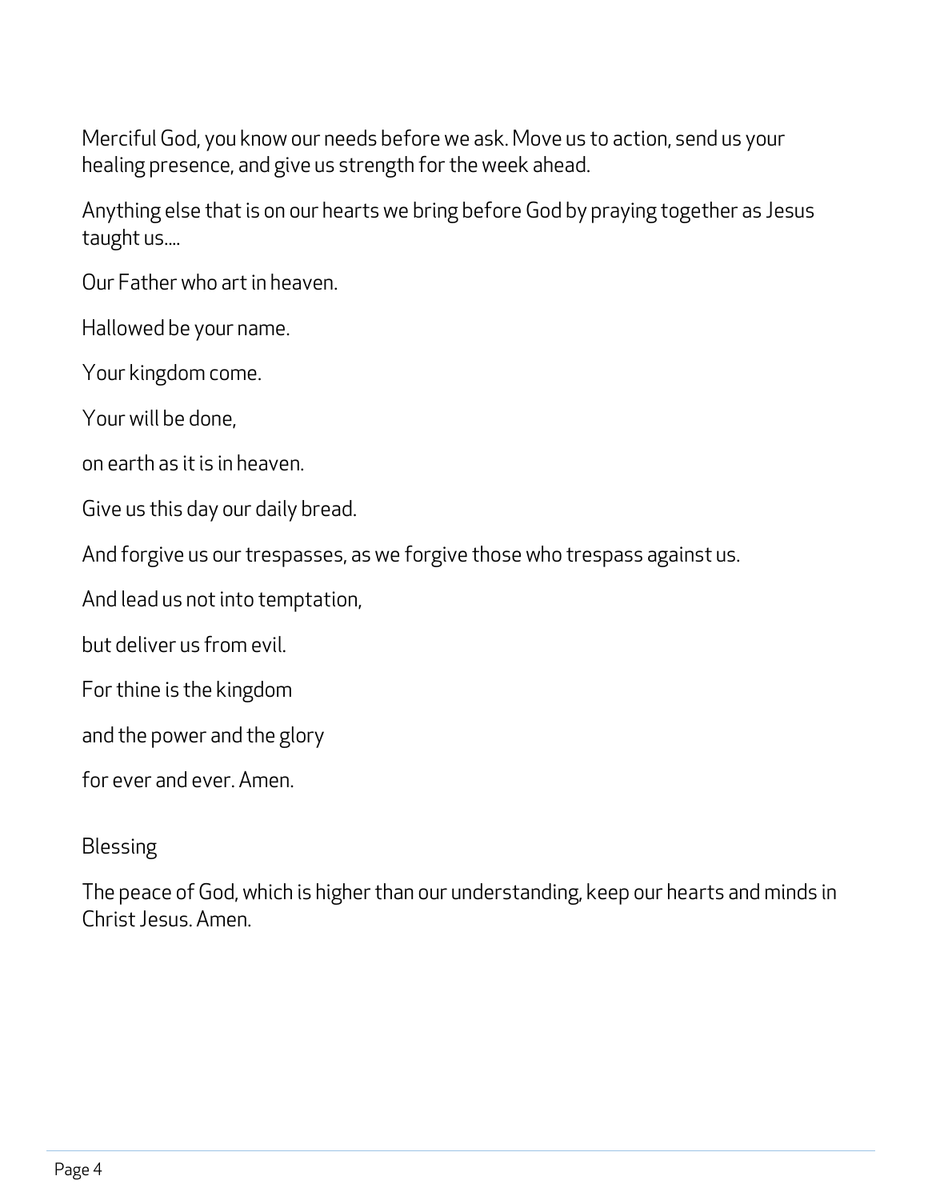Merciful God, you know our needs before we ask. Move us to action, send us your healing presence, and give us strength for the week ahead.

Anything else that is on our hearts we bring before God by praying together as Jesus taught us….

Our Father who art in heaven.

Hallowed be your name.

Your kingdom come.

Your will be done,

on earth as it is in heaven.

Give us this day our daily bread.

And forgive us our trespasses, as we forgive those who trespass against us.

And lead us not into temptation,

but deliver us from evil.

For thine is the kingdom

and the power and the glory

for ever and ever. Amen.

Blessing

The peace of God, which is higher than our understanding, keep our hearts and minds in Christ Jesus. Amen.